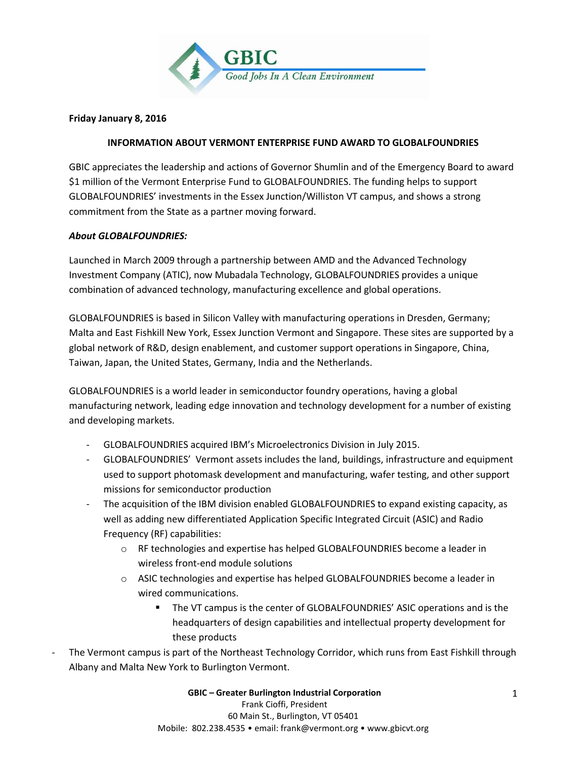GBIC
*Good Jobs In A Clean Environment*

**Friday January 8, 2016**

**INFORMATION ABOUT VERMONT ENTERPRISE FUND AWARD TO GLOBALFOUNDRIES**

GBIC appreciates the leadership and actions of Governor Shumlin and of the Emergency Board to award $1 million of the Vermont Enterprise Fund to GLOBALFOUNDRIES. The funding helps to support GLOBALFOUNDRIES' investments in the Essex Junction/Williston VT campus, and shows a strong commitment from the State as a partner moving forward.

***About GLOBALFOUNDRIES:***

Launched in March 2009 through a partnership between AMD and the Advanced Technology Investment Company (ATIC), now Mubadala Technology, GLOBALFOUNDRIES provides a unique combination of advanced technology, manufacturing excellence and global operations.

GLOBALFOUNDRIES is based in Silicon Valley with manufacturing operations in Dresden, Germany; Malta and East Fishkill New York, Essex Junction Vermont and Singapore. These sites are supported by a global network of R&D, design enablement, and customer support operations in Singapore, China, Taiwan, Japan, the United States, Germany, India and the Netherlands.

GLOBALFOUNDRIES is a world leader in semiconductor foundry operations, having a global manufacturing network, leading edge innovation and technology development for a number of existing and developing markets.

- GLOBALFOUNDRIES acquired IBM's Microelectronics Division in July 2015.
- GLOBALFOUNDRIES' Vermont assets includes the land, buildings, infrastructure and equipment used to support photomask development and manufacturing, wafer testing, and other support missions for semiconductor production
- The acquisition of the IBM division enabled GLOBALFOUNDRIES to expand existing capacity, as well as adding new differentiated Application Specific Integrated Circuit (ASIC) and Radio Frequency (RF) capabilities:
    - RF technologies and expertise has helped GLOBALFOUNDRIES become a leader in wireless front-end module solutions
    - ASIC technologies and expertise has helped GLOBALFOUNDRIES become a leader in wired communications.
        - The VT campus is the center of GLOBALFOUNDRIES' ASIC operations and is the headquarters of design capabilities and intellectual property development for these products

- The Vermont campus is part of the Northeast Technology Corridor, which runs from East Fishkill through Albany and Malta New York to Burlington Vermont.

**GBIC – Greater Burlington Industrial Corporation**
Frank Cioffi, President
60 Main St., Burlington, VT 05401
Mobile: 802.238.4535 • email: frank@vermont.org • www.gbicvt.org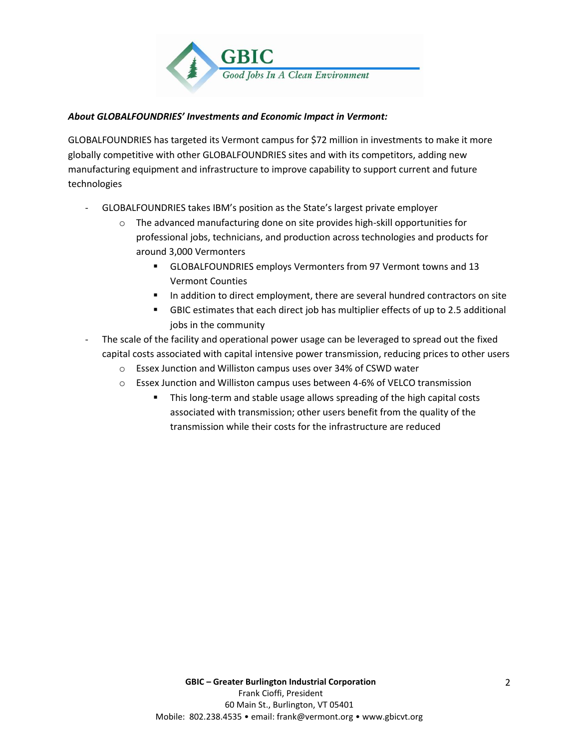GBIC

*Good Jobs In A Clean Environment*

***About GLOBALFOUNDRIES' Investments and Economic Impact in Vermont:***

GLOBALFOUNDRIES has targeted its Vermont campus for $72 million in investments to make it more globally competitive with other GLOBALFOUNDRIES sites and with its competitors, adding new manufacturing equipment and infrastructure to improve capability to support current and future technologies

- GLOBALFOUNDRIES takes IBM's position as the State's largest private employer
  - The advanced manufacturing done on site provides high-skill opportunities for professional jobs, technicians, and production across technologies and products for around 3,000 Vermonters
    - GLOBALFOUNDRIES employs Vermonters from 97 Vermont towns and 13 Vermont Counties
    - In addition to direct employment, there are several hundred contractors on site
    - GBIC estimates that each direct job has multiplier effects of up to 2.5 additional jobs in the community
- The scale of the facility and operational power usage can be leveraged to spread out the fixed capital costs associated with capital intensive power transmission, reducing prices to other users
  - Essex Junction and Williston campus uses over 34% of CSWD water
  - Essex Junction and Williston campus uses between 4-6% of VELCO transmission
    - This long-term and stable usage allows spreading of the high capital costs associated with transmission; other users benefit from the quality of the transmission while their costs for the infrastructure are reduced

**GBIC – Greater Burlington Industrial Corporation**
Frank Cioffi, President
60 Main St., Burlington, VT 05401
Mobile: 802.238.4535 • email: frank@vermont.org • www.gbicvt.org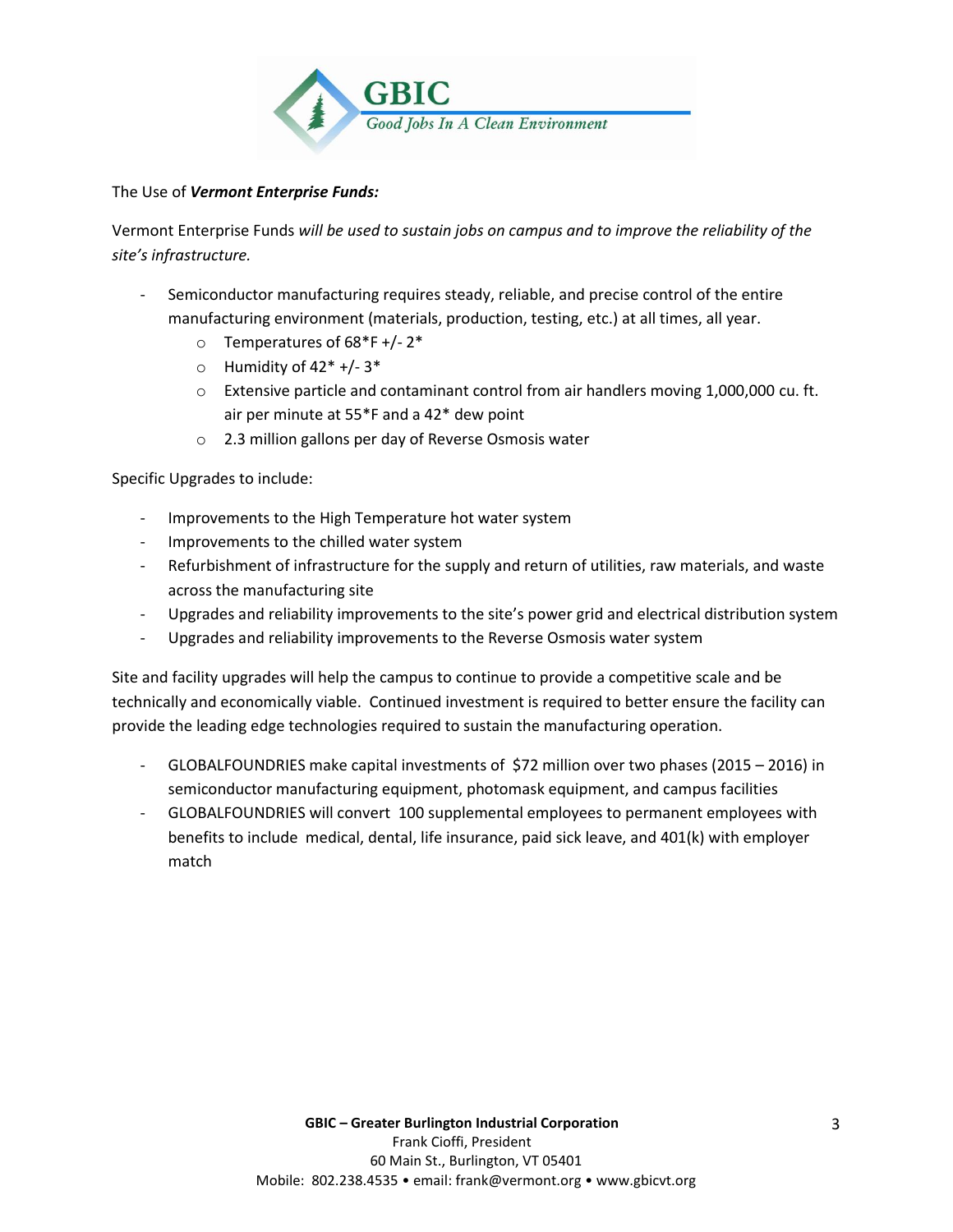The Use of ***Vermont Enterprise Funds:***

Vermont Enterprise Funds *will be used to sustain jobs on campus and to improve the reliability of the site's infrastructure.*

- Semiconductor manufacturing requires steady, reliable, and precise control of the entire manufacturing environment (materials, production, testing, etc.) at all times, all year.
  - Temperatures of 68*F +/- 2*
  - Humidity of 42* +/- 3*
  - Extensive particle and contaminant control from air handlers moving 1,000,000 cu. ft. air per minute at 55*F and a 42* dew point
  - 2.3 million gallons per day of Reverse Osmosis water

Specific Upgrades to include:

- Improvements to the High Temperature hot water system
- Improvements to the chilled water system
- Refurbishment of infrastructure for the supply and return of utilities, raw materials, and waste across the manufacturing site
- Upgrades and reliability improvements to the site's power grid and electrical distribution system
- Upgrades and reliability improvements to the Reverse Osmosis water system

Site and facility upgrades will help the campus to continue to provide a competitive scale and be technically and economically viable. Continued investment is required to better ensure the facility can provide the leading edge technologies required to sustain the manufacturing operation.

- GLOBALFOUNDRIES make capital investments of $72 million over two phases (2015 – 2016) in semiconductor manufacturing equipment, photomask equipment, and campus facilities
- GLOBALFOUNDRIES will convert 100 supplemental employees to permanent employees with benefits to include medical, dental, life insurance, paid sick leave, and 401(k) with employer match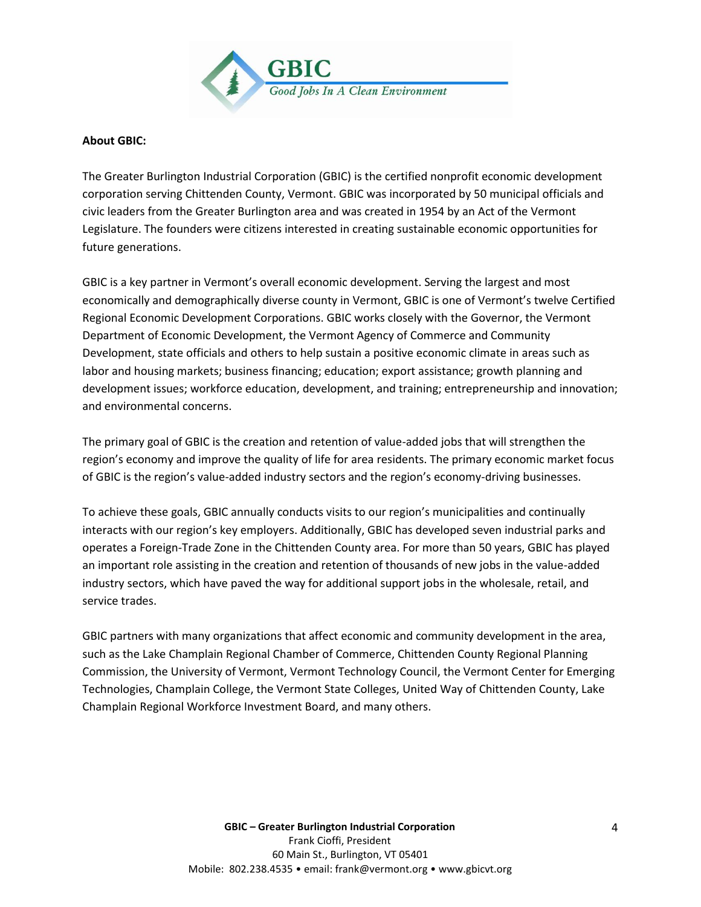GBIC
*Good Jobs In A Clean Environment*

**About GBIC:**

The Greater Burlington Industrial Corporation (GBIC) is the certified nonprofit economic development corporation serving Chittenden County, Vermont. GBIC was incorporated by 50 municipal officials and civic leaders from the Greater Burlington area and was created in 1954 by an Act of the Vermont Legislature. The founders were citizens interested in creating sustainable economic opportunities for future generations.

GBIC is a key partner in Vermont's overall economic development. Serving the largest and most economically and demographically diverse county in Vermont, GBIC is one of Vermont's twelve Certified Regional Economic Development Corporations. GBIC works closely with the Governor, the Vermont Department of Economic Development, the Vermont Agency of Commerce and Community Development, state officials and others to help sustain a positive economic climate in areas such as labor and housing markets; business financing; education; export assistance; growth planning and development issues; workforce education, development, and training; entrepreneurship and innovation; and environmental concerns.

The primary goal of GBIC is the creation and retention of value-added jobs that will strengthen the region's economy and improve the quality of life for area residents. The primary economic market focus of GBIC is the region's value-added industry sectors and the region's economy-driving businesses.

To achieve these goals, GBIC annually conducts visits to our region's municipalities and continually interacts with our region's key employers. Additionally, GBIC has developed seven industrial parks and operates a Foreign-Trade Zone in the Chittenden County area. For more than 50 years, GBIC has played an important role assisting in the creation and retention of thousands of new jobs in the value-added industry sectors, which have paved the way for additional support jobs in the wholesale, retail, and service trades.

GBIC partners with many organizations that affect economic and community development in the area, such as the Lake Champlain Regional Chamber of Commerce, Chittenden County Regional Planning Commission, the University of Vermont, Vermont Technology Council, the Vermont Center for Emerging Technologies, Champlain College, the Vermont State Colleges, United Way of Chittenden County, Lake Champlain Regional Workforce Investment Board, and many others.

**GBIC – Greater Burlington Industrial Corporation**
Frank Cioffi, President
60 Main St., Burlington, VT 05401
Mobile: 802.238.4535 • email: frank@vermont.org • www.gbicvt.org